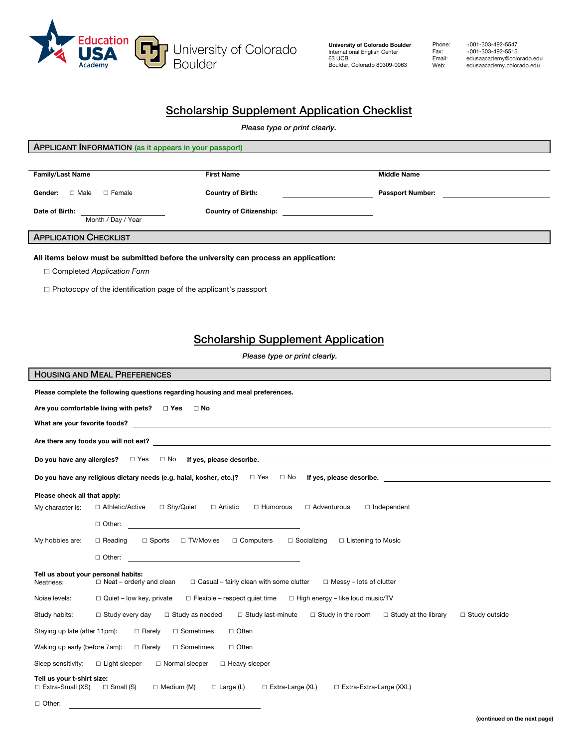EducationUSA Academy | University of Colorado Boulder

**University of Colorado Boulder**
International English Center
63 UCB
Boulder, Colorado 80309-0063

Phone: +001-303-492-5547
Fax: +001-303-492-5515
Email: edusaacademy@colorado.edu
Web: edusaacademy.colorado.edu

# Scholarship Supplement Application Checklist

*Please type or print clearly.*

## APPLICANT INFORMATION (as it appears in your passport)

**Family/Last Name** **First Name** **Middle Name**

**Gender:** ☐ Male ☐ Female

**Country of Birth:** ____________________

**Passport Number:** ____________________

**Date of Birth:** ____________________
Month / Day / Year

**Country of Citizenship:** ____________________

## APPLICATION CHECKLIST

**All items below must be submitted before the university can process an application:**

☐ Completed *Application Form*

☐ Photocopy of the identification page of the applicant's passport

# Scholarship Supplement Application

*Please type or print clearly.*

## HOUSING AND MEAL PREFERENCES

**Please complete the following questions regarding housing and meal preferences.**

**Are you comfortable living with pets?** ☐ **Yes** ☐ **No**

**What are your favorite foods?** ____________________

**Are there any foods you will not eat?** ____________________

**Do you have any allergies?** ☐ Yes ☐ No **If yes, please describe.** ____________________

**Do you have any religious dietary needs (e.g. halal, kosher, etc.)?** ☐ Yes ☐ No **If yes, please describe.** ____________________

**Please check all that apply:**

My character is: ☐ Athletic/Active ☐ Shy/Quiet ☐ Artistic ☐ Humorous ☐ Adventurous ☐ Independent

☐ Other: ____________________

My hobbies are: ☐ Reading ☐ Sports ☐ TV/Movies ☐ Computers ☐ Socializing ☐ Listening to Music

☐ Other: ____________________

**Tell us about your personal habits:**

Neatness: ☐ Neat – orderly and clean ☐ Casual – fairly clean with some clutter ☐ Messy – lots of clutter

Noise levels: ☐ Quiet – low key, private ☐ Flexible – respect quiet time ☐ High energy – like loud music/TV

Study habits: ☐ Study every day ☐ Study as needed ☐ Study last-minute ☐ Study in the room ☐ Study at the library ☐ Study outside

Staying up late (after 11pm): ☐ Rarely ☐ Sometimes ☐ Often

Waking up early (before 7am): ☐ Rarely ☐ Sometimes ☐ Often

Sleep sensitivity: ☐ Light sleeper ☐ Normal sleeper ☐ Heavy sleeper

**Tell us your t-shirt size:**

☐ Extra-Small (XS) ☐ Small (S) ☐ Medium (M) ☐ Large (L) ☐ Extra-Large (XL) ☐ Extra-Extra-Large (XXL)

☐ Other: ____________________

**(continued on the next page)**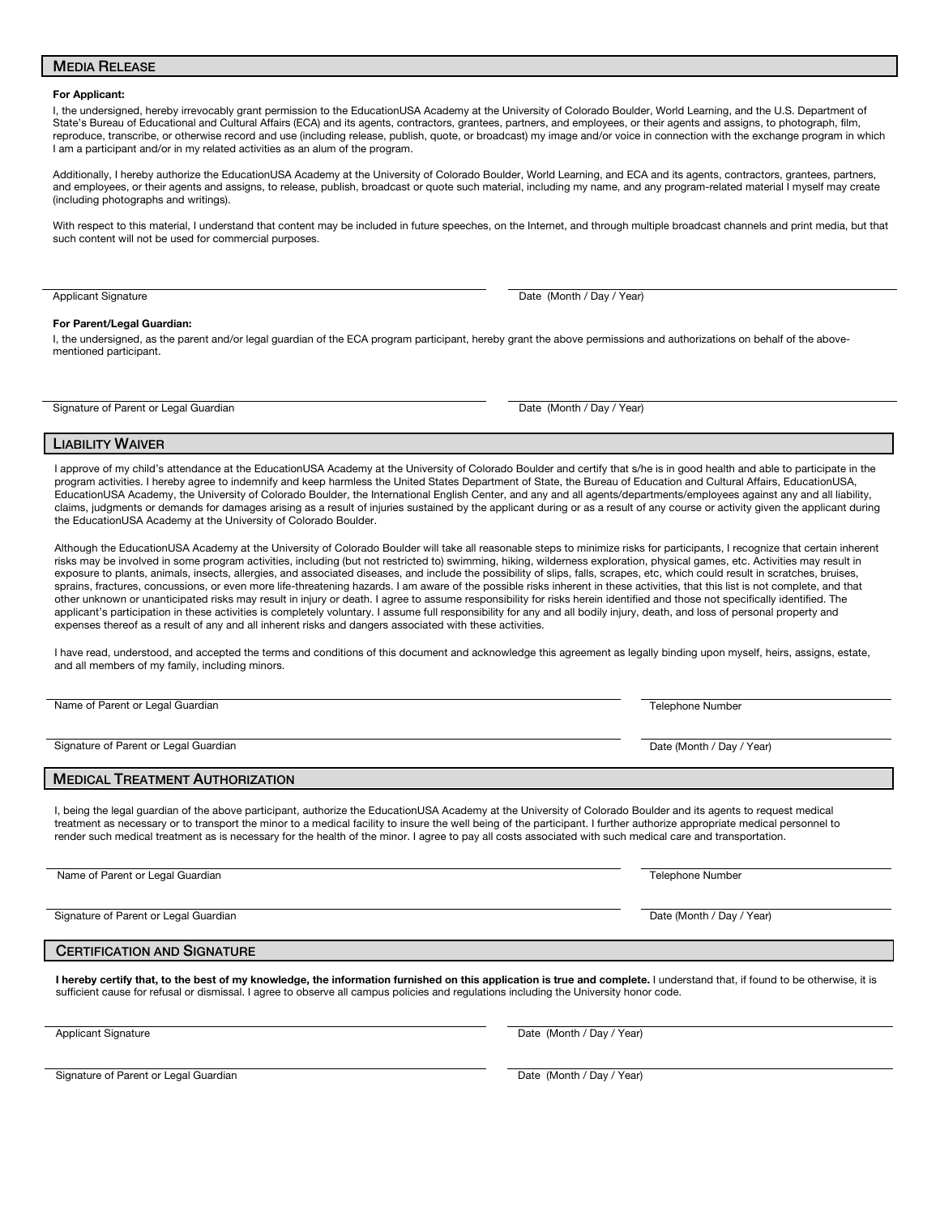## Media Release

**For Applicant:**

I, the undersigned, hereby irrevocably grant permission to the EducationUSA Academy at the University of Colorado Boulder, World Learning, and the U.S. Department of State's Bureau of Educational and Cultural Affairs (ECA) and its agents, contractors, grantees, partners, and employees, or their agents and assigns, to photograph, film, reproduce, transcribe, or otherwise record and use (including release, publish, quote, or broadcast) my image and/or voice in connection with the exchange program in which I am a participant and/or in my related activities as an alum of the program.

Additionally, I hereby authorize the EducationUSA Academy at the University of Colorado Boulder, World Learning, and ECA and its agents, contractors, grantees, partners, and employees, or their agents and assigns, to release, publish, broadcast or quote such material, including my name, and any program-related material I myself may create (including photographs and writings).

With respect to this material, I understand that content may be included in future speeches, on the Internet, and through multiple broadcast channels and print media, but that such content will not be used for commercial purposes.

Applicant Signature ______________________ Date (Month / Day / Year) ______________________

**For Parent/Legal Guardian:**

I, the undersigned, as the parent and/or legal guardian of the ECA program participant, hereby grant the above permissions and authorizations on behalf of the above-mentioned participant.

Signature of Parent or Legal Guardian ______________________ Date (Month / Day / Year) ______________________

## Liability Waiver

I approve of my child's attendance at the EducationUSA Academy at the University of Colorado Boulder and certify that s/he is in good health and able to participate in the program activities. I hereby agree to indemnify and keep harmless the United States Department of State, the Bureau of Education and Cultural Affairs, EducationUSA, EducationUSA Academy, the University of Colorado Boulder, the International English Center, and any and all agents/departments/employees against any and all liability, claims, judgments or demands for damages arising as a result of injuries sustained by the applicant during or as a result of any course or activity given the applicant during the EducationUSA Academy at the University of Colorado Boulder.

Although the EducationUSA Academy at the University of Colorado Boulder will take all reasonable steps to minimize risks for participants, I recognize that certain inherent risks may be involved in some program activities, including (but not restricted to) swimming, hiking, wilderness exploration, physical games, etc. Activities may result in exposure to plants, animals, insects, allergies, and associated diseases, and include the possibility of slips, falls, scrapes, etc, which could result in scratches, bruises, sprains, fractures, concussions, or even more life-threatening hazards. I am aware of the possible risks inherent in these activities, that this list is not complete, and that other unknown or unanticipated risks may result in injury or death. I agree to assume responsibility for risks herein identified and those not specifically identified. The applicant's participation in these activities is completely voluntary. I assume full responsibility for any and all bodily injury, death, and loss of personal property and expenses thereof as a result of any and all inherent risks and dangers associated with these activities.

I have read, understood, and accepted the terms and conditions of this document and acknowledge this agreement as legally binding upon myself, heirs, assigns, estate, and all members of my family, including minors.

Name of Parent or Legal Guardian ______________________ Telephone Number ______________________

Signature of Parent or Legal Guardian ______________________ Date (Month / Day / Year) ______________________

## Medical Treatment Authorization

I, being the legal guardian of the above participant, authorize the EducationUSA Academy at the University of Colorado Boulder and its agents to request medical treatment as necessary or to transport the minor to a medical facility to insure the well being of the participant. I further authorize appropriate medical personnel to render such medical treatment as is necessary for the health of the minor. I agree to pay all costs associated with such medical care and transportation.

Name of Parent or Legal Guardian ______________________ Telephone Number ______________________

Signature of Parent or Legal Guardian ______________________ Date (Month / Day / Year) ______________________

## Certification and Signature

**I hereby certify that, to the best of my knowledge, the information furnished on this application is true and complete.** I understand that, if found to be otherwise, it is sufficient cause for refusal or dismissal. I agree to observe all campus policies and regulations including the University honor code.

Applicant Signature ______________________ Date (Month / Day / Year) ______________________

Signature of Parent or Legal Guardian ______________________ Date (Month / Day / Year) ______________________